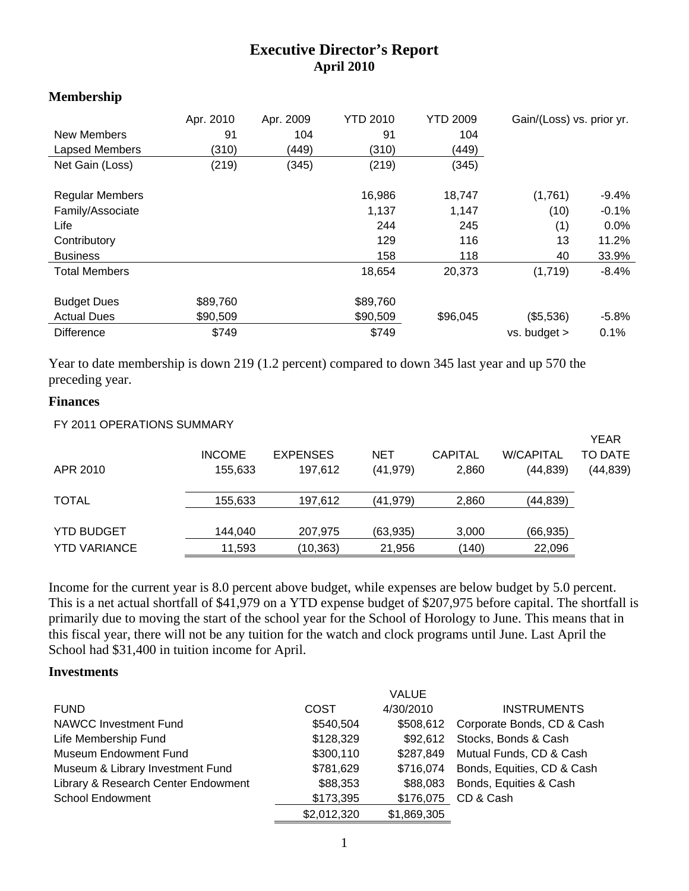# Executive Director's Report
## April 2010

### Membership

| | Apr. 2010 | Apr. 2009 | YTD 2010 | YTD 2009 | Gain/(Loss) vs. prior yr. | |
|---|---|---|---|---|---|---|
| New Members | 91 | 104 | 91 | 104 | | |
| Lapsed Members | (310) | (449) | (310) | (449) | | |
| Net Gain (Loss) | (219) | (345) | (219) | (345) | | |
| | | | | | | |
| Regular Members | | | 16,986 | 18,747 | (1,761) | -9.4% |
| Family/Associate | | | 1,137 | 1,147 | (10) | -0.1% |
| Life | | | 244 | 245 | (1) | 0.0% |
| Contributory | | | 129 | 116 | 13 | 11.2% |
| Business | | | 158 | 118 | 40 | 33.9% |
| Total Members | | | 18,654 | 20,373 | (1,719) | -8.4% |
| | | | | | | |
| Budget Dues | $89,760 | | $89,760 | | | |
| Actual Dues | $90,509 | | $90,509 | $96,045 | ($5,536) | -5.8% |
| Difference | $749 | | $749 | | vs. budget > | 0.1% |

Year to date membership is down 219 (1.2 percent) compared to down 345 last year and up 570 the preceding year.

### Finances

FY 2011 OPERATIONS SUMMARY

| | INCOME | EXPENSES | NET | CAPITAL | W/CAPITAL | YEAR TO DATE |
|---|---|---|---|---|---|---|
| APR 2010 | 155,633 | 197,612 | (41,979) | 2,860 | (44,839) | (44,839) |
| TOTAL | 155,633 | 197,612 | (41,979) | 2,860 | (44,839) | |
| YTD BUDGET | 144,040 | 207,975 | (63,935) | 3,000 | (66,935) | |
| YTD VARIANCE | 11,593 | (10,363) | 21,956 | (140) | 22,096 | |

Income for the current year is 8.0 percent above budget, while expenses are below budget by 5.0 percent. This is a net actual shortfall of $41,979 on a YTD expense budget of $207,975 before capital. The shortfall is primarily due to moving the start of the school year for the School of Horology to June. This means that in this fiscal year, there will not be any tuition for the watch and clock programs until June. Last April the School had $31,400 in tuition income for April.

### Investments

| FUND | COST | VALUE 4/30/2010 | INSTRUMENTS |
|---|---|---|---|
| NAWCC Investment Fund | $540,504 | $508,612 | Corporate Bonds, CD & Cash |
| Life Membership Fund | $128,329 | $92,612 | Stocks, Bonds & Cash |
| Museum Endowment Fund | $300,110 | $287,849 | Mutual Funds, CD & Cash |
| Museum & Library Investment Fund | $781,629 | $716,074 | Bonds, Equities, CD & Cash |
| Library & Research Center Endowment | $88,353 | $88,083 | Bonds, Equities & Cash |
| School Endowment | $173,395 | $176,075 | CD & Cash |
| | $2,012,320 | $1,869,305 | |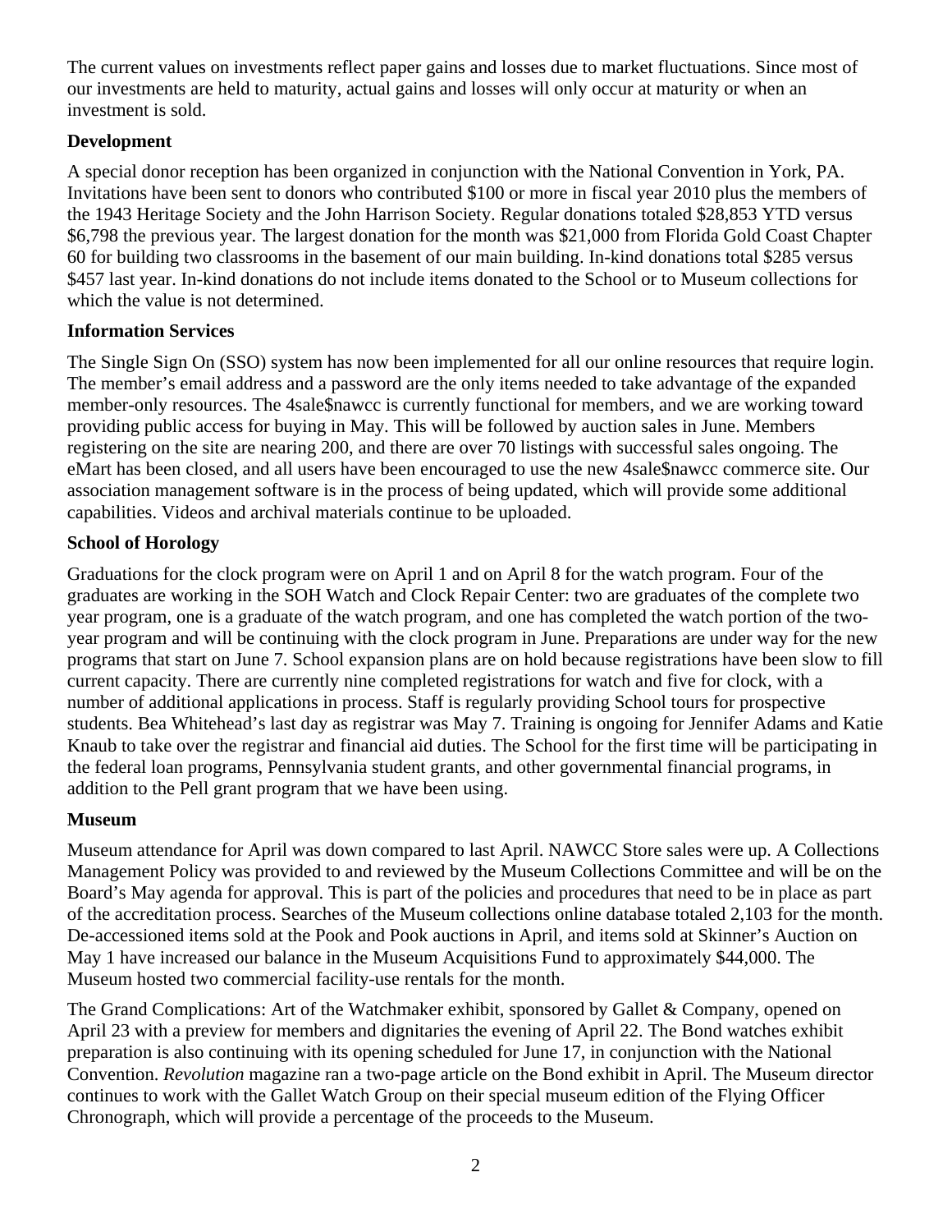The current values on investments reflect paper gains and losses due to market fluctuations. Since most of our investments are held to maturity, actual gains and losses will only occur at maturity or when an investment is sold.

**Development**

A special donor reception has been organized in conjunction with the National Convention in York, PA. Invitations have been sent to donors who contributed $100 or more in fiscal year 2010 plus the members of the 1943 Heritage Society and the John Harrison Society. Regular donations totaled $28,853 YTD versus $6,798 the previous year. The largest donation for the month was $21,000 from Florida Gold Coast Chapter 60 for building two classrooms in the basement of our main building. In-kind donations total $285 versus $457 last year. In-kind donations do not include items donated to the School or to Museum collections for which the value is not determined.

**Information Services**

The Single Sign On (SSO) system has now been implemented for all our online resources that require login. The member's email address and a password are the only items needed to take advantage of the expanded member-only resources. The 4sale$nawcc is currently functional for members, and we are working toward providing public access for buying in May. This will be followed by auction sales in June. Members registering on the site are nearing 200, and there are over 70 listings with successful sales ongoing. The eMart has been closed, and all users have been encouraged to use the new 4sale$nawcc commerce site. Our association management software is in the process of being updated, which will provide some additional capabilities. Videos and archival materials continue to be uploaded.

**School of Horology**

Graduations for the clock program were on April 1 and on April 8 for the watch program. Four of the graduates are working in the SOH Watch and Clock Repair Center: two are graduates of the complete two year program, one is a graduate of the watch program, and one has completed the watch portion of the two-year program and will be continuing with the clock program in June. Preparations are under way for the new programs that start on June 7. School expansion plans are on hold because registrations have been slow to fill current capacity. There are currently nine completed registrations for watch and five for clock, with a number of additional applications in process. Staff is regularly providing School tours for prospective students. Bea Whitehead's last day as registrar was May 7. Training is ongoing for Jennifer Adams and Katie Knaub to take over the registrar and financial aid duties. The School for the first time will be participating in the federal loan programs, Pennsylvania student grants, and other governmental financial programs, in addition to the Pell grant program that we have been using.

**Museum**

Museum attendance for April was down compared to last April. NAWCC Store sales were up. A Collections Management Policy was provided to and reviewed by the Museum Collections Committee and will be on the Board's May agenda for approval. This is part of the policies and procedures that need to be in place as part of the accreditation process. Searches of the Museum collections online database totaled 2,103 for the month. De-accessioned items sold at the Pook and Pook auctions in April, and items sold at Skinner's Auction on May 1 have increased our balance in the Museum Acquisitions Fund to approximately $44,000. The Museum hosted two commercial facility-use rentals for the month.

The Grand Complications: Art of the Watchmaker exhibit, sponsored by Gallet & Company, opened on April 23 with a preview for members and dignitaries the evening of April 22. The Bond watches exhibit preparation is also continuing with its opening scheduled for June 17, in conjunction with the National Convention. *Revolution* magazine ran a two-page article on the Bond exhibit in April. The Museum director continues to work with the Gallet Watch Group on their special museum edition of the Flying Officer Chronograph, which will provide a percentage of the proceeds to the Museum.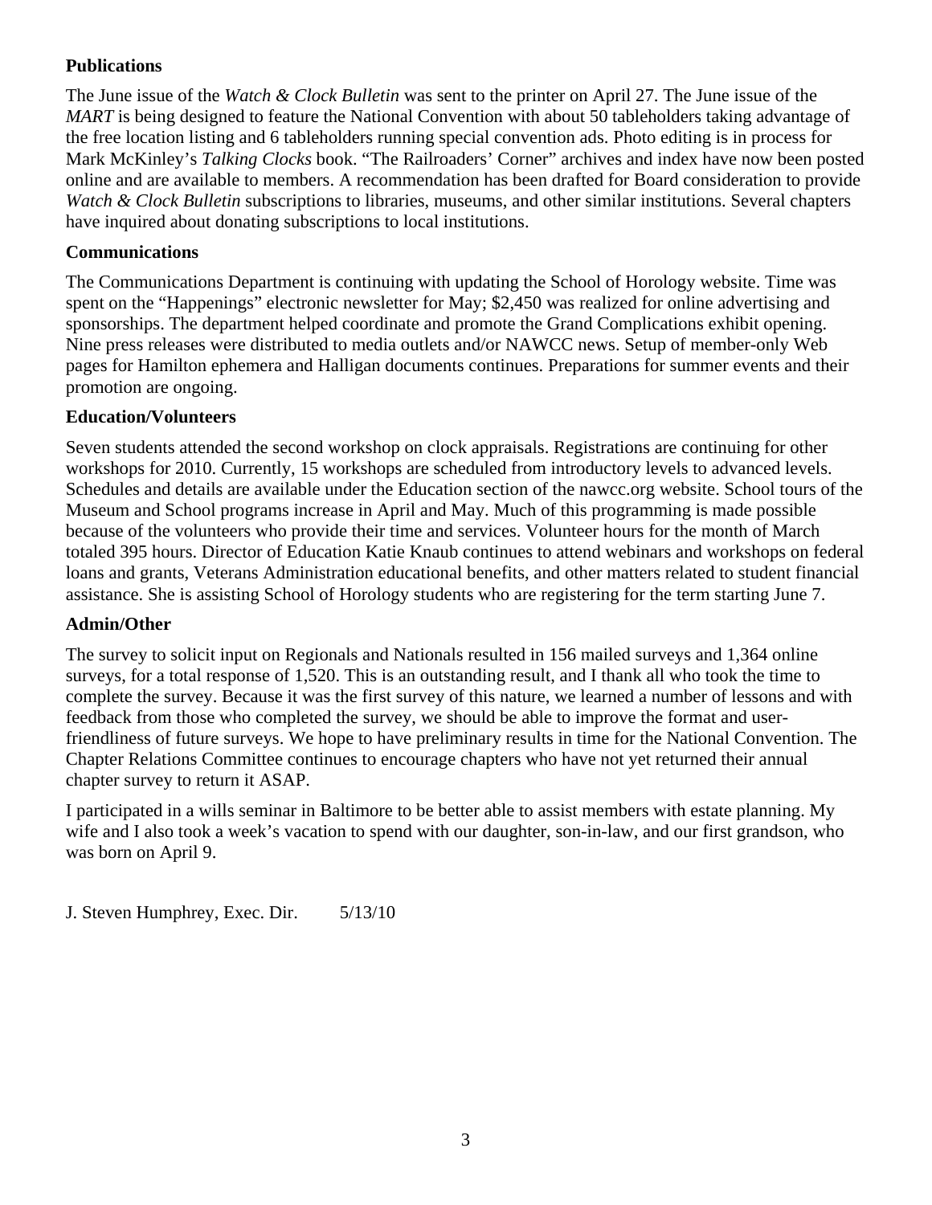**Publications**

The June issue of the *Watch & Clock Bulletin* was sent to the printer on April 27. The June issue of the *MART* is being designed to feature the National Convention with about 50 tableholders taking advantage of the free location listing and 6 tableholders running special convention ads. Photo editing is in process for Mark McKinley's *Talking Clocks* book. "The Railroaders' Corner" archives and index have now been posted online and are available to members. A recommendation has been drafted for Board consideration to provide *Watch & Clock Bulletin* subscriptions to libraries, museums, and other similar institutions. Several chapters have inquired about donating subscriptions to local institutions.

**Communications**

The Communications Department is continuing with updating the School of Horology website. Time was spent on the "Happenings" electronic newsletter for May; $2,450 was realized for online advertising and sponsorships. The department helped coordinate and promote the Grand Complications exhibit opening. Nine press releases were distributed to media outlets and/or NAWCC news. Setup of member-only Web pages for Hamilton ephemera and Halligan documents continues. Preparations for summer events and their promotion are ongoing.

**Education/Volunteers**

Seven students attended the second workshop on clock appraisals. Registrations are continuing for other workshops for 2010. Currently, 15 workshops are scheduled from introductory levels to advanced levels. Schedules and details are available under the Education section of the nawcc.org website. School tours of the Museum and School programs increase in April and May. Much of this programming is made possible because of the volunteers who provide their time and services. Volunteer hours for the month of March totaled 395 hours. Director of Education Katie Knaub continues to attend webinars and workshops on federal loans and grants, Veterans Administration educational benefits, and other matters related to student financial assistance. She is assisting School of Horology students who are registering for the term starting June 7.

**Admin/Other**

The survey to solicit input on Regionals and Nationals resulted in 156 mailed surveys and 1,364 online surveys, for a total response of 1,520. This is an outstanding result, and I thank all who took the time to complete the survey. Because it was the first survey of this nature, we learned a number of lessons and with feedback from those who completed the survey, we should be able to improve the format and user-friendliness of future surveys. We hope to have preliminary results in time for the National Convention. The Chapter Relations Committee continues to encourage chapters who have not yet returned their annual chapter survey to return it ASAP.

I participated in a wills seminar in Baltimore to be better able to assist members with estate planning. My wife and I also took a week's vacation to spend with our daughter, son-in-law, and our first grandson, who was born on April 9.

J. Steven Humphrey, Exec. Dir. 5/13/10